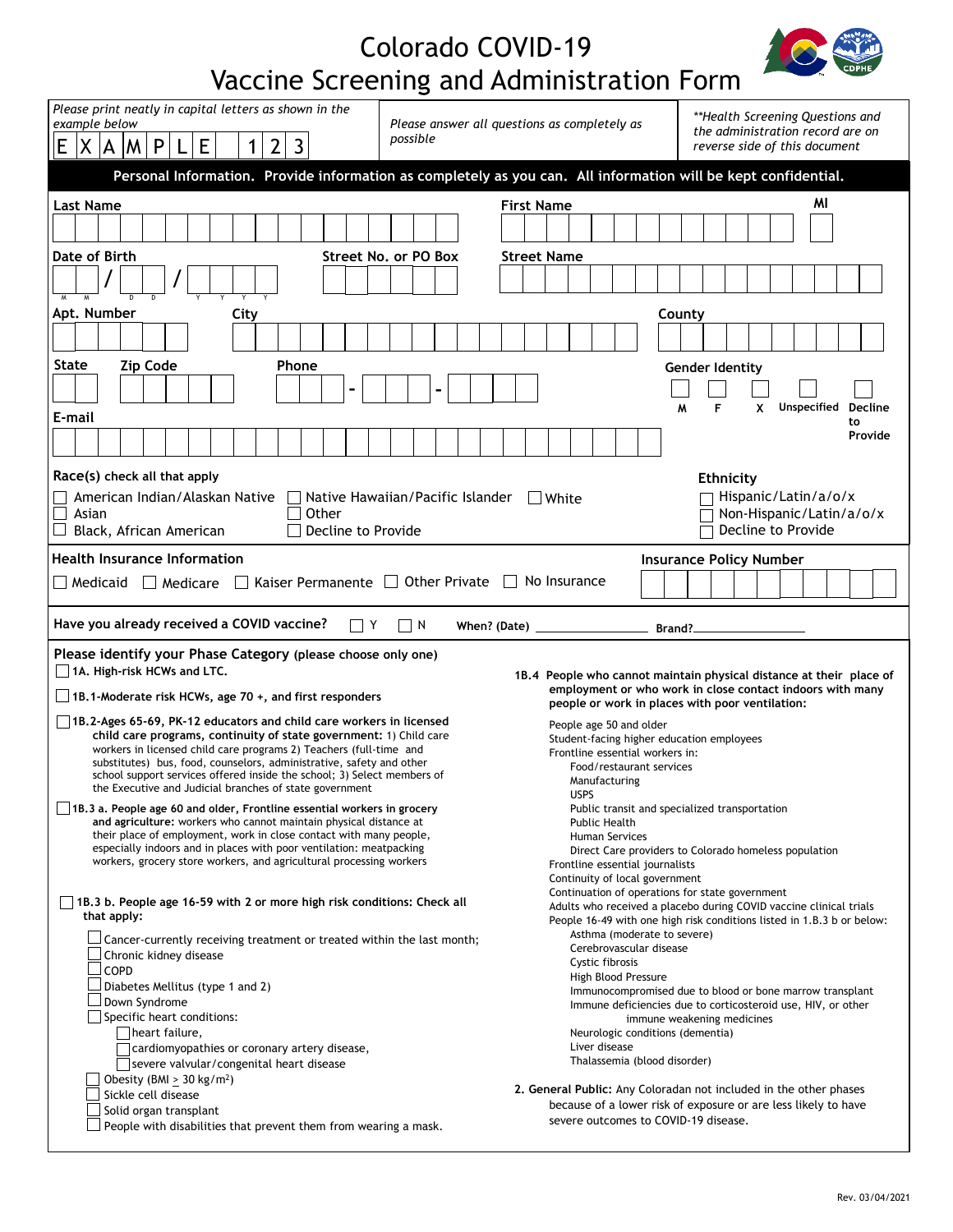# Colorado COVID-19 Vaccine Screening and Administration Form

*Please print neatly in capital letters as shown in the example below*

E X A M P L E 1 2 3

*Please answer all questions as completely as possible*

*\*\*Health Screening Questions and the administration record are on reverse side of this document*

**Personal Information. Provide information as completely as you can. All information will be kept confidential.**

**Last Name** | **First Name** | **MI**

**Date of Birth** (M M / D D / Y Y Y Y) | **Street No. or PO Box** | **Street Name**

**Apt. Number** | **City** | **County**

**State** | **Zip Code** | **Phone** (___ - ___ - ____)

**Gender Identity**

- ☐ M
- ☐ F
- ☐ X
- ☐ Unspecified
- ☐ Decline to Provide

**E-mail**

**Race(s)** check all that apply

- ☐ American Indian/Alaskan Native
- ☐ Native Hawaiian/Pacific Islander
- ☐ White
- ☐ Asian
- ☐ Other
- ☐ Black, African American
- ☐ Decline to Provide

**Ethnicity**

- ☐ Hispanic/Latin/a/o/x
- ☐ Non-Hispanic/Latin/a/o/x
- ☐ Decline to Provide

**Health Insurance Information**

- ☐ Medicaid
- ☐ Medicare
- ☐ Kaiser Permanente
- ☐ Other Private
- ☐ No Insurance

**Insurance Policy Number**

**Have you already received a COVID vaccine?** ☐ Y ☐ N **When? (Date)** ____________ **Brand?** ____________

**Please identify your Phase Category** (please choose only one)

☐ **1A. High-risk HCWs and LTC.**

☐ **1B.1-Moderate risk HCWs, age 70 +, and first responders**

☐ **1B.2-Ages 65-69, PK-12 educators and child care workers in licensed child care programs, continuity of state government:** 1) Child care workers in licensed child care programs 2) Teachers (full-time and substitutes) bus, food, counselors, administrative, safety and other school support services offered inside the school; 3) Select members of the Executive and Judicial branches of state government

☐ **1B.3 a. People age 60 and older, Frontline essential workers in grocery and agriculture:** workers who cannot maintain physical distance at their place of employment, work in close contact with many people, especially indoors and in places with poor ventilation: meatpacking workers, grocery store workers, and agricultural processing workers

☐ **1B.3 b. People age 16-59 with 2 or more high risk conditions: Check all that apply:**

- ☐ Cancer-currently receiving treatment or treated within the last month;
- ☐ Chronic kidney disease
- ☐ COPD
- ☐ Diabetes Mellitus (type 1 and 2)
- ☐ Down Syndrome
- ☐ Specific heart conditions:
  - ☐ heart failure,
  - ☐ cardiomyopathies or coronary artery disease,
  - ☐ severe valvular/congenital heart disease
- ☐ Obesity (BMI ≥ 30 kg/m$^2$)
- ☐ Sickle cell disease
- ☐ Solid organ transplant
- ☐ People with disabilities that prevent them from wearing a mask.

**1B.4 People who cannot maintain physical distance at their place of employment or who work in close contact indoors with many people or work in places with poor ventilation:**

- People age 50 and older
- Student-facing higher education employees
- Frontline essential workers in:
  - Food/restaurant services
  - Manufacturing
  - USPS
  - Public transit and specialized transportation
  - Public Health
  - Human Services
  - Direct Care providers to Colorado homeless population
- Frontline essential journalists
- Continuity of local government
- Continuation of operations for state government
- Adults who received a placebo during COVID vaccine clinical trials
- People 16-49 with one high risk conditions listed in 1.B.3 b or below:
  - Asthma (moderate to severe)
  - Cerebrovascular disease
  - Cystic fibrosis
  - High Blood Pressure
  - Immunocompromised due to blood or bone marrow transplant
  - Immune deficiencies due to corticosteroid use, HIV, or other immune weakening medicines
  - Neurologic conditions (dementia)
  - Liver disease
  - Thalassemia (blood disorder)

**2. General Public:** Any Coloradan not included in the other phases because of a lower risk of exposure or are less likely to have severe outcomes to COVID-19 disease.

Rev. 03/04/2021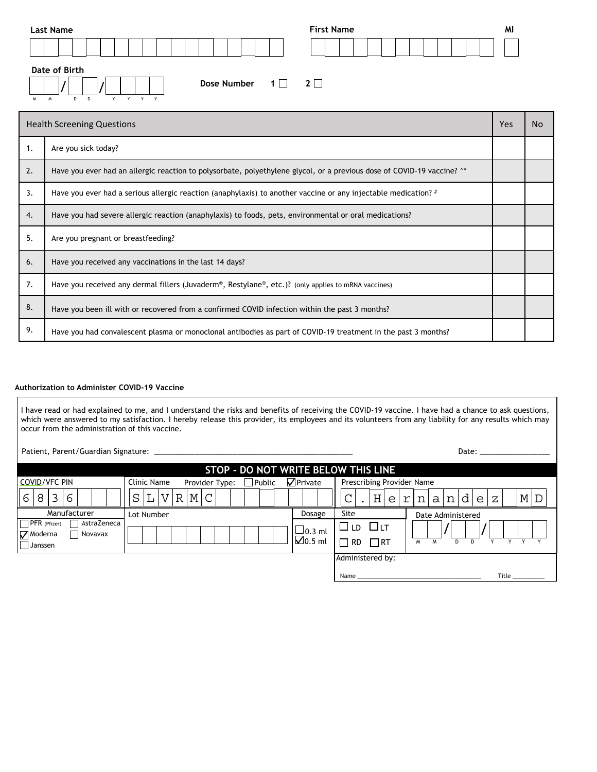**Last Name** | | **First Name** | | **MI**

**Date of Birth** __ __ / __ __ / __ __ __ __
M M D D Y Y Y Y

**Dose Number** 1 ☐ 2 ☐

| | Health Screening Questions | Yes | No |
|---|---|---|---|
| 1. | Are you sick today? | | |
| 2. | Have you ever had an allergic reaction to polysorbate, polyethylene glycol, or a previous dose of COVID-19 vaccine? ^* | | |
| 3. | Have you ever had a serious allergic reaction (anaphylaxis) to another vaccine or any injectable medication? # | | |
| 4. | Have you had severe allergic reaction (anaphylaxis) to foods, pets, environmental or oral medications? | | |
| 5. | Are you pregnant or breastfeeding? | | |
| 6. | Have you received any vaccinations in the last 14 days? | | |
| 7. | Have you received any dermal fillers (Juvaderm®, Restylane®, etc.)? (only applies to mRNA vaccines) | | |
| 8. | Have you been ill with or recovered from a confirmed COVID infection within the past 3 months? | | |
| 9. | Have you had convalescent plasma or monoclonal antibodies as part of COVID-19 treatment in the past 3 months? | | |

**Authorization to Administer COVID-19 Vaccine**

I have read or had explained to me, and I understand the risks and benefits of receiving the COVID-19 vaccine. I have had a chance to ask questions, which were answered to my satisfaction. I hereby release this provider, its employees and its volunteers from any liability for any results which may occur from the administration of this vaccine.

Patient, Parent/Guardian Signature: ______________________________ Date: ______________

**STOP - DO NOT WRITE BELOW THIS LINE**

| COVID/VFC PIN | Clinic Name — Provider Type: ☐ Public ☑ Private | Prescribing Provider Name |
|---|---|---|
| 6836 | SLVRMC | C. Hernandez MD |

| Manufacturer | Lot Number | Dosage | Site | Date Administered |
|---|---|---|---|---|
| ☐ PFR (Pfizer) ☐ AstraZeneca ☑ Moderna ☐ Novavax ☐ Janssen | | ☐ 0.3 ml ☑ 0.5 ml | ☐ LD ☐ LT ☐ RD ☐ RT | __ __ / __ __ / __ __ __ __ (M M D D Y Y Y Y) |

Administered by:

Name ______________________________ Title __________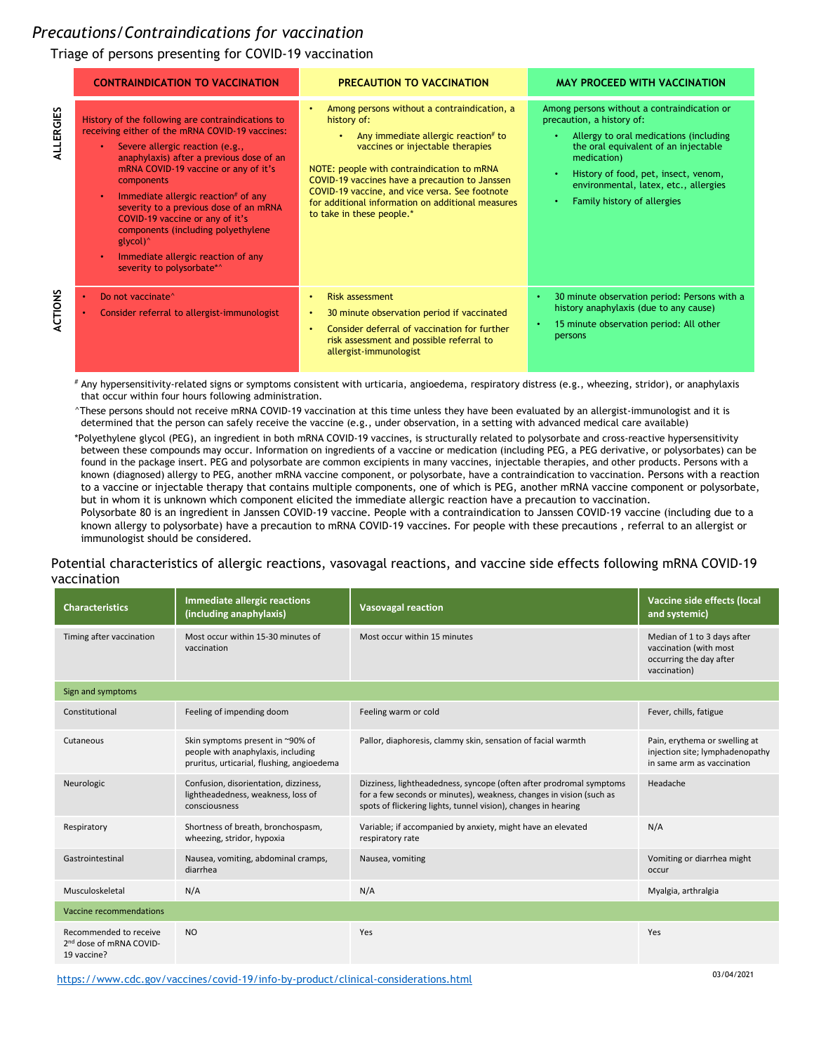## *Precautions/Contraindications for vaccination*

### Triage of persons presenting for COVID-19 vaccination

| | CONTRAINDICATION TO VACCINATION | PRECAUTION TO VACCINATION | MAY PROCEED WITH VACCINATION |
|---|---|---|---|
| ALLERGIES | History of the following are contraindications to receiving either of the mRNA COVID-19 vaccines:<br>• Severe allergic reaction (e.g., anaphylaxis) after a previous dose of an mRNA COVID-19 vaccine or any of it's components<br>• Immediate allergic reaction# of any severity to a previous dose of an mRNA COVID-19 vaccine or any of it's components (including polyethylene glycol)^<br>• Immediate allergic reaction of any severity to polysorbate*^ | • Among persons without a contraindication, a history of:<br>• Any immediate allergic reaction# to vaccines or injectable therapies<br>NOTE: people with contraindication to mRNA COVID-19 vaccines have a precaution to Janssen COVID-19 vaccine, and vice versa. See footnote for additional information on additional measures to take in these people.* | Among persons without a contraindication or precaution, a history of:<br>• Allergy to oral medications (including the oral equivalent of an injectable medication)<br>• History of food, pet, insect, venom, environmental, latex, etc., allergies<br>• Family history of allergies |
| ACTIONS | • Do not vaccinate^<br>• Consider referral to allergist-immunologist | • Risk assessment<br>• 30 minute observation period if vaccinated<br>• Consider deferral of vaccination for further risk assessment and possible referral to allergist-immunologist | • 30 minute observation period: Persons with a history anaphylaxis (due to any cause)<br>• 15 minute observation period: All other persons |

# Any hypersensitivity-related signs or symptoms consistent with urticaria, angioedema, respiratory distress (e.g., wheezing, stridor), or anaphylaxis that occur within four hours following administration.

^These persons should not receive mRNA COVID-19 vaccination at this time unless they have been evaluated by an allergist-immunologist and it is determined that the person can safely receive the vaccine (e.g., under observation, in a setting with advanced medical care available)

*Polyethylene glycol (PEG), an ingredient in both mRNA COVID-19 vaccines, is structurally related to polysorbate and cross-reactive hypersensitivity between these compounds may occur. Information on ingredients of a vaccine or medication (including PEG, a PEG derivative, or polysorbates) can be found in the package insert. PEG and polysorbate are common excipients in many vaccines, injectable therapies, and other products. Persons with a known (diagnosed) allergy to PEG, another mRNA vaccine component, or polysorbate, have a contraindication to vaccination. Persons with a reaction to a vaccine or injectable therapy that contains multiple components, one of which is PEG, another mRNA vaccine component or polysorbate, but in whom it is unknown which component elicited the immediate allergic reaction have a precaution to vaccination.
Polysorbate 80 is an ingredient in Janssen COVID-19 vaccine. People with a contraindication to Janssen COVID-19 vaccine (including due to a known allergy to polysorbate) have a precaution to mRNA COVID-19 vaccines. For people with these precautions , referral to an allergist or immunologist should be considered.

### Potential characteristics of allergic reactions, vasovagal reactions, and vaccine side effects following mRNA COVID-19 vaccination

| Characteristics | Immediate allergic reactions (including anaphylaxis) | Vasovagal reaction | Vaccine side effects (local and systemic) |
|---|---|---|---|
| Timing after vaccination | Most occur within 15-30 minutes of vaccination | Most occur within 15 minutes | Median of 1 to 3 days after vaccination (with most occurring the day after vaccination) |
| **Sign and symptoms** | | | |
| Constitutional | Feeling of impending doom | Feeling warm or cold | Fever, chills, fatigue |
| Cutaneous | Skin symptoms present in ~90% of people with anaphylaxis, including pruritus, urticarial, flushing, angioedema | Pallor, diaphoresis, clammy skin, sensation of facial warmth | Pain, erythema or swelling at injection site; lymphadenopathy in same arm as vaccination |
| Neurologic | Confusion, disorientation, dizziness, lightheadedness, weakness, loss of consciousness | Dizziness, lightheadedness, syncope (often after prodromal symptoms for a few seconds or minutes), weakness, changes in vision (such as spots of flickering lights, tunnel vision), changes in hearing | Headache |
| Respiratory | Shortness of breath, bronchospasm, wheezing, stridor, hypoxia | Variable; if accompanied by anxiety, might have an elevated respiratory rate | N/A |
| Gastrointestinal | Nausea, vomiting, abdominal cramps, diarrhea | Nausea, vomiting | Vomiting or diarrhea might occur |
| Musculoskeletal | N/A | N/A | Myalgia, arthralgia |
| **Vaccine recommendations** | | | |
| Recommended to receive 2nd dose of mRNA COVID-19 vaccine? | NO | Yes | Yes |

https://www.cdc.gov/vaccines/covid-19/info-by-product/clinical-considerations.html

03/04/2021